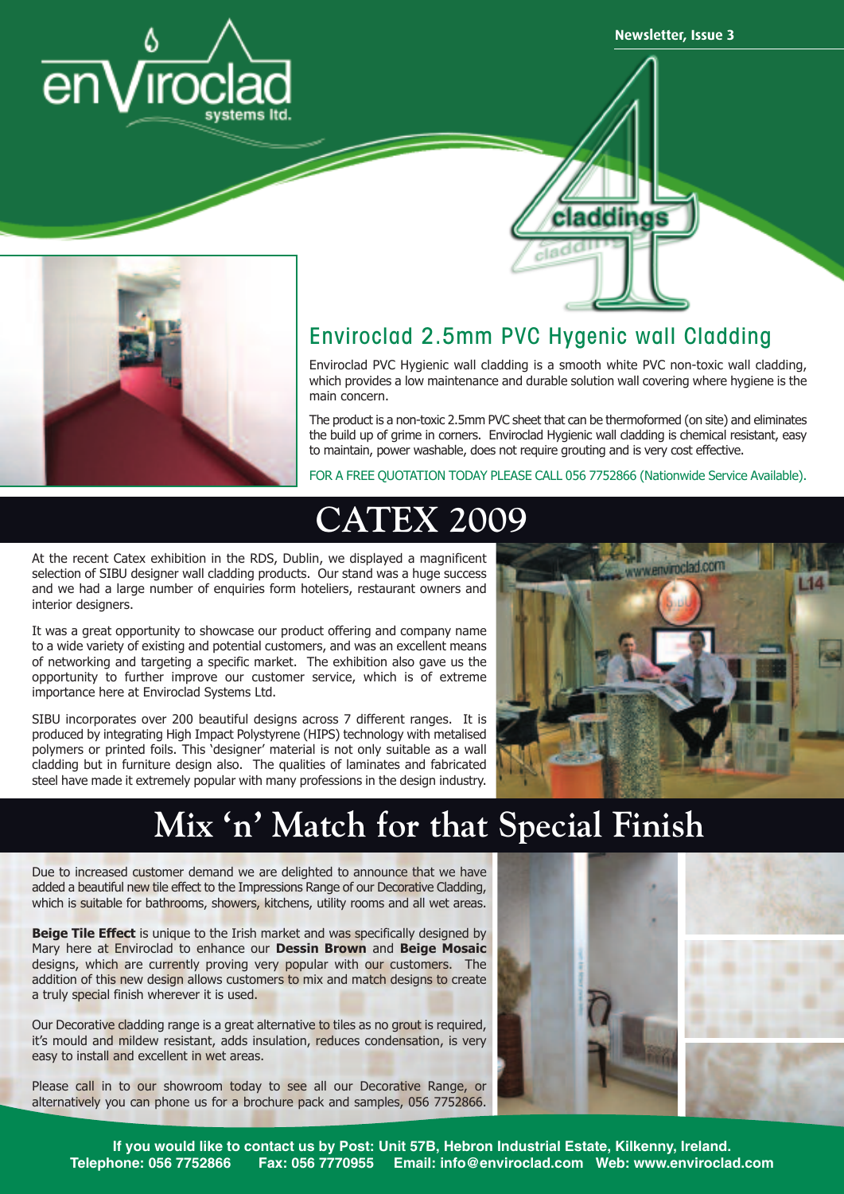# enViroclad systems ltd.

Newsletter, Issue 3

4 claddings

## Enviroclad 2.5mm PVC Hygenic wall Cladding

Enviroclad PVC Hygienic wall cladding is a smooth white PVC non-toxic wall cladding, which provides a low maintenance and durable solution wall covering where hygiene is the main concern.

The product is a non-toxic 2.5mm PVC sheet that can be thermoformed (on site) and eliminates the build up of grime in corners. Enviroclad Hygienic wall cladding is chemical resistant, easy to maintain, power washable, does not require grouting and is very cost effective.

FOR A FREE QUOTATION TODAY PLEASE CALL 056 7752866 (Nationwide Service Available).

## CATEX 2009

At the recent Catex exhibition in the RDS, Dublin, we displayed a magnificent selection of SIBU designer wall cladding products. Our stand was a huge success and we had a large number of enquiries form hoteliers, restaurant owners and interior designers.

It was a great opportunity to showcase our product offering and company name to a wide variety of existing and potential customers, and was an excellent means of networking and targeting a specific market. The exhibition also gave us the opportunity to further improve our customer service, which is of extreme importance here at Enviroclad Systems Ltd.

SIBU incorporates over 200 beautiful designs across 7 different ranges. It is produced by integrating High Impact Polystyrene (HIPS) technology with metalised polymers or printed foils. This 'designer' material is not only suitable as a wall cladding but in furniture design also. The qualities of laminates and fabricated steel have made it extremely popular with many professions in the design industry.

## Mix 'n' Match for that Special Finish

Due to increased customer demand we are delighted to announce that we have added a beautiful new tile effect to the Impressions Range of our Decorative Cladding, which is suitable for bathrooms, showers, kitchens, utility rooms and all wet areas.

**Beige Tile Effect** is unique to the Irish market and was specifically designed by Mary here at Enviroclad to enhance our **Dessin Brown** and **Beige Mosaic** designs, which are currently proving very popular with our customers. The addition of this new design allows customers to mix and match designs to create a truly special finish wherever it is used.

Our Decorative cladding range is a great alternative to tiles as no grout is required, it's mould and mildew resistant, adds insulation, reduces condensation, is very easy to install and excellent in wet areas.

Please call in to our showroom today to see all our Decorative Range, or alternatively you can phone us for a brochure pack and samples, 056 7752866.

**If you would like to contact us by Post: Unit 57B, Hebron Industrial Estate, Kilkenny, Ireland.**
**Telephone: 056 7752866 Fax: 056 7770955 Email: info@enviroclad.com Web: www.enviroclad.com**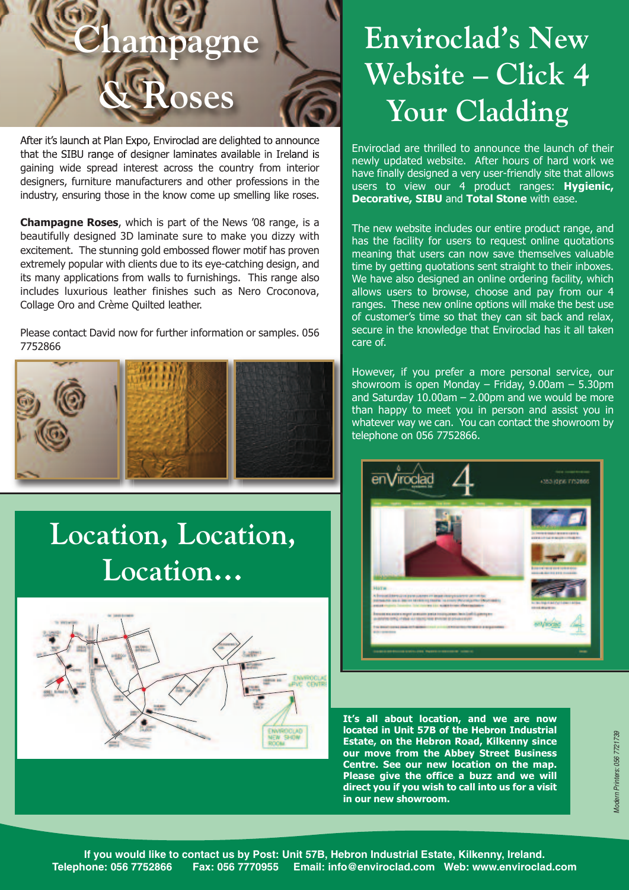# Champagne & Roses

After it's launch at Plan Expo, Enviroclad are delighted to announce that the SIBU range of designer laminates available in Ireland is gaining wide spread interest across the country from interior designers, furniture manufacturers and other professions in the industry, ensuring those in the know come up smelling like roses.

**Champagne Roses**, which is part of the News '08 range, is a beautifully designed 3D laminate sure to make you dizzy with excitement. The stunning gold embossed flower motif has proven extremely popular with clients due to its eye-catching design, and its many applications from walls to furnishings. This range also includes luxurious leather finishes such as Nero Croconova, Collage Oro and Crème Quilted leather.

Please contact David now for further information or samples. 056 7752866

# Location, Location, Location...

**It's all about location, and we are now located in Unit 57B of the Hebron Industrial Estate, on the Hebron Road, Kilkenny since our move from the Abbey Street Business Centre. See our new location on the map. Please give the office a buzz and we will direct you if you wish to call into us for a visit in our new showroom.**

# Enviroclad's New Website – Click 4 Your Cladding

Enviroclad are thrilled to announce the launch of their newly updated website. After hours of hard work we have finally designed a very user-friendly site that allows users to view our 4 product ranges: **Hygienic, Decorative, SIBU** and **Total Stone** with ease.

The new website includes our entire product range, and has the facility for users to request online quotations meaning that users can now save themselves valuable time by getting quotations sent straight to their inboxes. We have also designed an online ordering facility, which allows users to browse, choose and pay from our 4 ranges. These new online options will make the best use of customer's time so that they can sit back and relax, secure in the knowledge that Enviroclad has it all taken care of.

However, if you prefer a more personal service, our showroom is open Monday – Friday, 9.00am – 5.30pm and Saturday 10.00am – 2.00pm and we would be more than happy to meet you in person and assist you in whatever way we can. You can contact the showroom by telephone on 056 7752866.

*Modern Printers: 056 7721739*

**If you would like to contact us by Post: Unit 57B, Hebron Industrial Estate, Kilkenny, Ireland.**
**Telephone: 056 7752866 Fax: 056 7770955 Email: info@enviroclad.com Web: www.enviroclad.com**